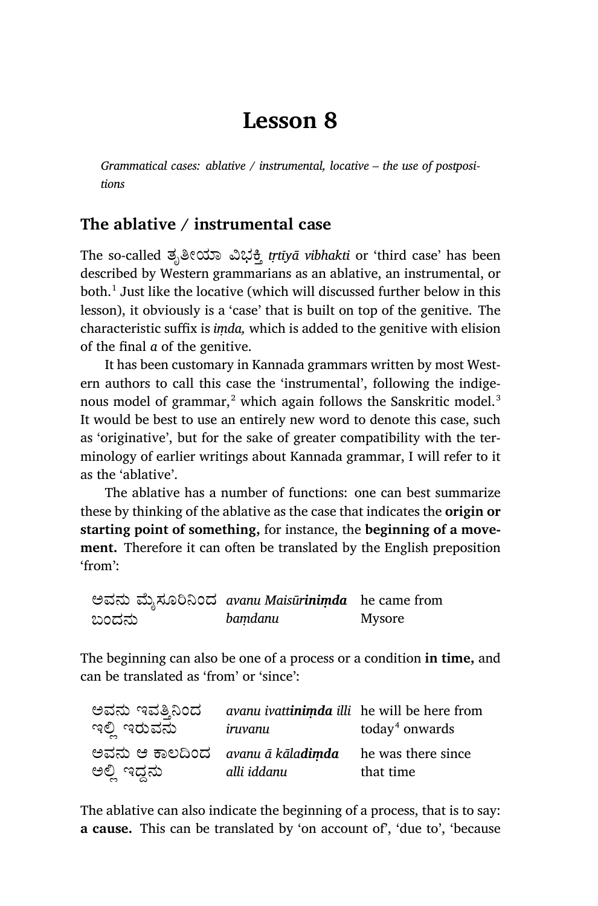# Lesson 8

*Grammatical cases: ablative / instrumental, locative – the use of postpositions*

## The ablative / instrumental case

The so-called ತೃತೀಯಾ ವಿಭಕ್ತಿ *tṛtīyā vibhakti* or 'third case' has been described by Western grammarians as an ablative, an instrumental, or both.[1] Just like the locative (which will discussed further below in this lesson), it obviously is a 'case' that is built on top of the genitive. The characteristic suffix is *iṃda,* which is added to the genitive with elision of the final *a* of the genitive.

It has been customary in Kannada grammars written by most Western authors to call this case the 'instrumental', following the indigenous model of grammar,[2] which again follows the Sanskritic model.[3] It would be best to use an entirely new word to denote this case, such as 'originative', but for the sake of greater compatibility with the terminology of earlier writings about Kannada grammar, I will refer to it as the 'ablative'.

The ablative has a number of functions: one can best summarize these by thinking of the ablative as the case that indicates the **origin or starting point of something,** for instance, the **beginning of a movement.** Therefore it can often be translated by the English preposition 'from':

| | | |
|---|---|---|
| ಅವನು ಮೈಸೂರಿನಿಂದ ಬಂದನು | *avanu Maisūr**iniṃda** baṃdanu* | he came from Mysore |

The beginning can also be one of a process or a condition **in time,** and can be translated as 'from' or 'since':

| | | |
|---|---|---|
| ಅವನು ಇವತ್ತಿನಿಂದ ಇಲ್ಲಿ ಇರುವನು | *avanu ivatt**iniṃda** illi iruvanu* | he will be here from today[4] onwards |
| ಅವನು ಆ ಕಾಲದಿಂದ ಅಲ್ಲಿ ಇದ್ದನು | *avanu ā kāla**diṃda** alli iddanu* | he was there since that time |

The ablative can also indicate the beginning of a process, that is to say: **a cause.** This can be translated by 'on account of', 'due to', 'because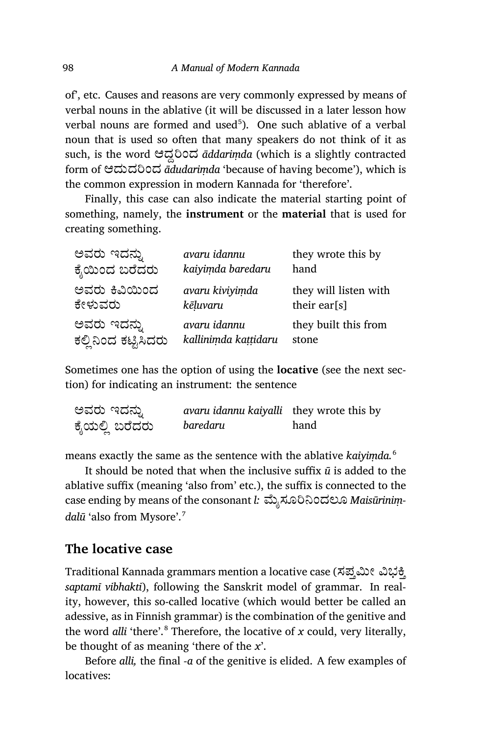of', etc. Causes and reasons are very commonly expressed by means of verbal nouns in the ablative (it will be discussed in a later lesson how verbal nouns are formed and used[5]). One such ablative of a verbal noun that is used so often that many speakers do not think of it as such, is the word ಆದ್ದರಿಂದ *āddariṃda* (which is a slightly contracted form of ಆದುದರಿಂದ *ādudariṃda* 'because of having become'), which is the common expression in modern Kannada for 'therefore'.

Finally, this case can also indicate the material starting point of something, namely, the **instrument** or the **material** that is used for creating something.

| | | |
|---|---|---|
| ಅವರು ಇದನ್ನು ಕೈಯಿಂದ ಬರೆದರು | *avaru idannu kaiyiṃda baredaru* | they wrote this by hand |
| ಅವರು ಕಿವಿಯಿಂದ ಕೇಳುವರು | *avaru kiviyiṃda kēḷuvaru* | they will listen with their ear[s] |
| ಅವರು ಇದನ್ನು ಕಲ್ಲಿನಿಂದ ಕಟ್ಟಿಸಿದರು | *avaru idannu kalliniṃda kaṭṭidaru* | they built this from stone |

Sometimes one has the option of using the **locative** (see the next section) for indicating an instrument: the sentence

| | | |
|---|---|---|
| ಅವರು ಇದನ್ನು ಕೈಯಲ್ಲಿ ಬರೆದರು | *avaru idannu kaiyalli baredaru* | they wrote this by hand |

means exactly the same as the sentence with the ablative *kaiyiṃda*.[6]

It should be noted that when the inclusive suffix *ū* is added to the ablative suffix (meaning 'also from' etc.), the suffix is connected to the case ending by means of the consonant *l:* ಮೈಸೂರಿನಿಂದಲೂ *Maisūriniṃdalū* 'also from Mysore'.[7]

## The locative case

Traditional Kannada grammars mention a locative case (ಸಪ್ತಮೀ ವಿಭಕ್ತಿ *saptamī vibhakti*), following the Sanskrit model of grammar. In reality, however, this so-called locative (which would better be called an adessive, as in Finnish grammar) is the combination of the genitive and the word *alli* 'there'.[8] Therefore, the locative of *x* could, very literally, be thought of as meaning 'there of the *x*'.

Before *alli,* the final *-a* of the genitive is elided. A few examples of locatives: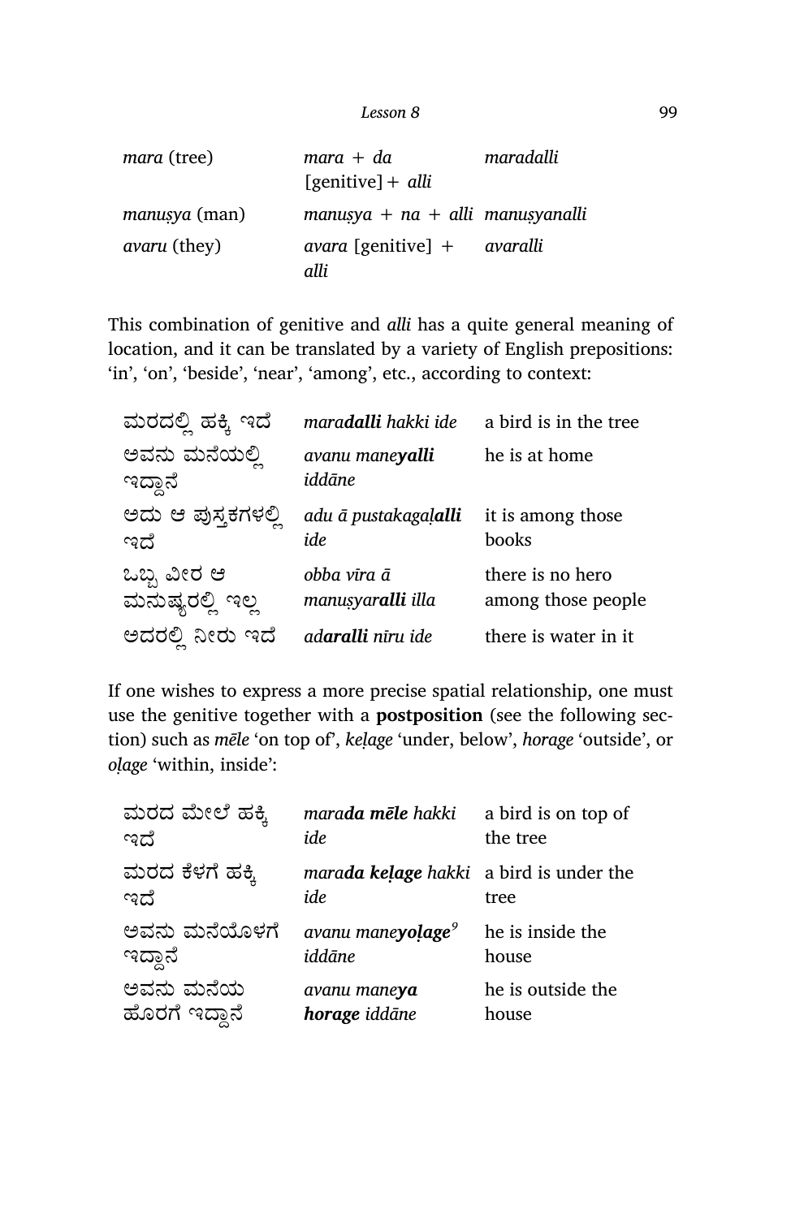| | | |
|---|---|---|
| *mara* (tree) | *mara + da* [genitive] + *alli* | *maradalli* |
| *manuṣya* (man) | *manuṣya + na + alli* | *manuṣyanalli* |
| *avaru* (they) | *avara* [genitive] + *alli* | *avaralli* |

This combination of genitive and *alli* has a quite general meaning of location, and it can be translated by a variety of English prepositions: 'in', 'on', 'beside', 'near', 'among', etc., according to context:

| | | |
|---|---|---|
| ಮರದಲ್ಲಿ ಹಕ್ಕಿ ಇದೆ | *mara**dalli** hakki ide* | a bird is in the tree |
| ಅವನು ಮನೆಯಲ್ಲಿ ಇದ್ದಾನೆ | *avanu mane**yalli** iddāne* | he is at home |
| ಅದು ಆ ಪುಸ್ತಕಗಳಲ್ಲಿ ಇದೆ | *adu ā pustakaga**ḷalli** ide* | it is among those books |
| ಒಬ್ಬ ವೀರ ಆ ಮನುಷ್ಯರಲ್ಲಿ ಇಲ್ಲ | *obba vīra ā manuṣya**ralli** illa* | there is no hero among those people |
| ಅದರಲ್ಲಿ ನೀರು ಇದೆ | *ad**aralli** nīru ide* | there is water in it |

If one wishes to express a more precise spatial relationship, one must use the genitive together with a **postposition** (see the following section) such as *mēle* 'on top of', *keḷage* 'under, below', *horage* 'outside', or *oḷage* 'within, inside':

| | | |
|---|---|---|
| ಮರದ ಮೇಲೆ ಹಕ್ಕಿ ಇದೆ | *mara**da mēle** hakki ide* | a bird is on top of the tree |
| ಮರದ ಕೆಳಗೆ ಹಕ್ಕಿ ಇದೆ | *mara**da keḷage** hakki ide* | a bird is under the tree |
| ಅವನು ಮನೆಯೊಳಗೆ ಇದ್ದಾನೆ | *avanu mane**yoḷage**[9] iddāne* | he is inside the house |
| ಅವನು ಮನೆಯ ಹೊರಗೆ ಇದ್ದಾನೆ | *avanu mane**ya horage** iddāne* | he is outside the house |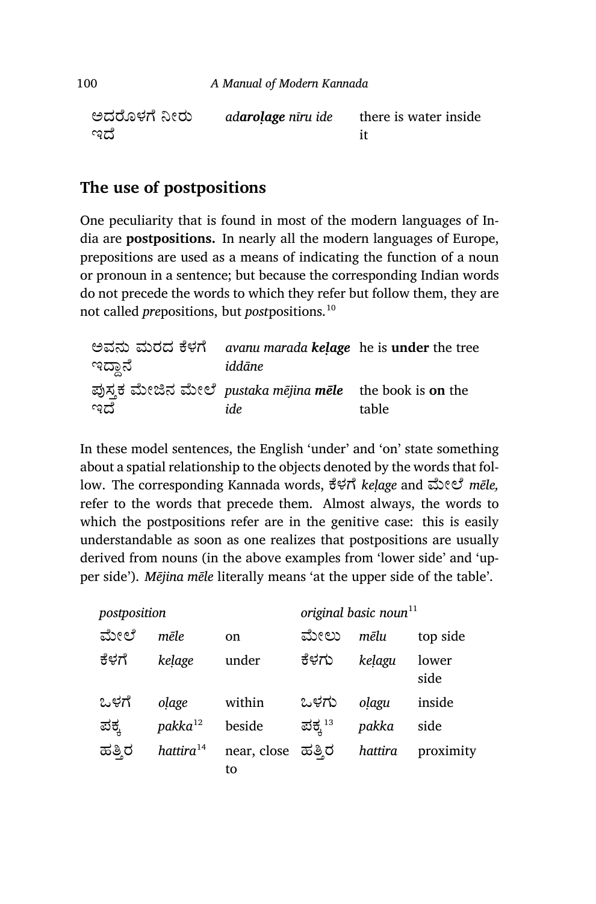| | | |
|---|---|---|
| ಅದರೊಳಗೆ ನೀರು ಇದೆ | *ad**aroḷage** nīru ide* | there is water inside it |

## The use of postpositions

One peculiarity that is found in most of the modern languages of India are **postpositions.** In nearly all the modern languages of Europe, prepositions are used as a means of indicating the function of a noun or pronoun in a sentence; but because the corresponding Indian words do not precede the words to which they refer but follow them, they are not called *pre*positions, but *post*positions.[10]

| | | |
|---|---|---|
| ಅವನು ಮರದ ಕೆಳಗೆ ಇದ್ದಾನೆ | *avanu marada **keḷage** iddāne* | he is **under** the tree |
| ಪುಸ್ತಕ ಮೇಜಿನ ಮೇಲೆ ಇದೆ | *pustaka mējina **mēle** ide* | the book is **on** the table |

In these model sentences, the English 'under' and 'on' state something about a spatial relationship to the objects denoted by the words that follow. The corresponding Kannada words, ಕೆಳಗೆ *keḷage* and ಮೇಲೆ *mēle,* refer to the words that precede them. Almost always, the words to which the postpositions refer are in the genitive case: this is easily understandable as soon as one realizes that postpositions are usually derived from nouns (in the above examples from 'lower side' and 'upper side'). *Mējina mēle* literally means 'at the upper side of the table'.

| *postposition* | | | *original basic noun*[11] | | |
|---|---|---|---|---|---|
| ಮೇಲೆ | *mēle* | on | ಮೇಲು | *mēlu* | top side |
| ಕೆಳಗೆ | *keḷage* | under | ಕೆಳಗು | *keḷagu* | lower side |
| ಒಳಗೆ | *oḷage* | within | ಒಳಗು | *oḷagu* | inside |
| ಪಕ್ಕ | *pakka*[12] | beside | ಪಕ್ಕ[13] | *pakka* | side |
| ಹತ್ತಿರ | *hattira*[14] | near, close to | ಹತ್ತಿರ | *hattira* | proximity |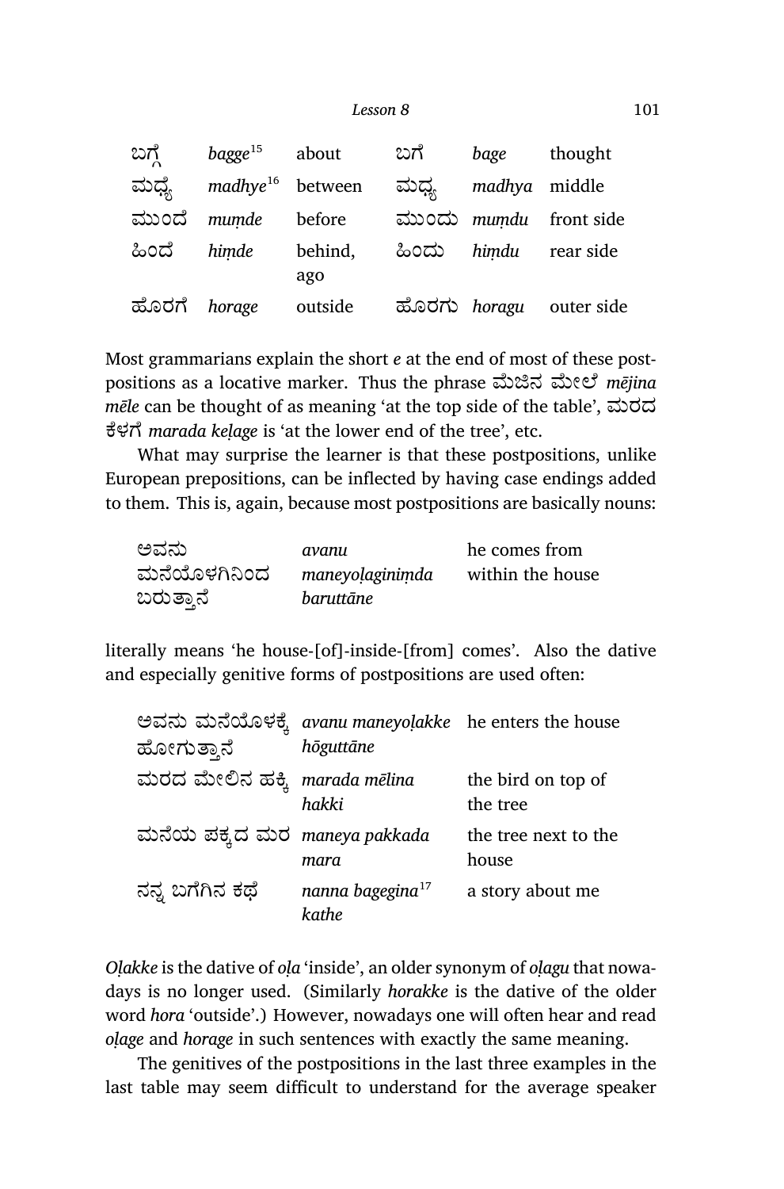| | | | | | |
|---|---|---|---|---|---|
| ಬಗ್ಗೆ | *bagge*[15] | about | ಬಗೆ | *bage* | thought |
| ಮಧ್ಯೆ | *madhye*[16] | between | ಮಧ್ಯ | *madhya* | middle |
| ಮುಂದೆ | *muṃde* | before | ಮುಂದು | *muṃdu* | front side |
| ಹಿಂದೆ | *hiṃde* | behind, ago | ಹಿಂದು | *hiṃdu* | rear side |
| ಹೊರಗೆ | *horage* | outside | ಹೊರಗು | *horagu* | outer side |

Most grammarians explain the short *e* at the end of most of these postpositions as a locative marker. Thus the phrase ಮೆಜಿನ ಮೇಲೆ *mējina mēle* can be thought of as meaning 'at the top side of the table', ಮರದ ಕೆಳಗೆ *marada keḷage* is 'at the lower end of the tree', etc.

What may surprise the learner is that these postpositions, unlike European prepositions, can be inflected by having case endings added to them. This is, again, because most postpositions are basically nouns:

| | | |
|---|---|---|
| ಅವನು ಮನೆಯೊಳಗಿನಿಂದ ಬರುತ್ತಾನೆ | *avanu maneyoḷaginiṃda baruttāne* | he comes from within the house |

literally means 'he house-[of]-inside-[from] comes'. Also the dative and especially genitive forms of postpositions are used often:

| | | |
|---|---|---|
| ಅವನು ಮನೆಯೊಳಕ್ಕೆ ಹೋಗುತ್ತಾನೆ | *avanu maneyoḷakke hōguttāne* | he enters the house |
| ಮರದ ಮೇಲಿನ ಹಕ್ಕಿ | *marada mēlina hakki* | the bird on top of the tree |
| ಮನೆಯ ಪಕ್ಕದ ಮರ | *maneya pakkada mara* | the tree next to the house |
| ನನ್ನ ಬಗೆಗಿನ ಕಥೆ | *nanna bagegina*[17] *kathe* | a story about me |

*Oḷakke* is the dative of *oḷa* 'inside', an older synonym of *oḷagu* that nowadays is no longer used. (Similarly *horakke* is the dative of the older word *hora* 'outside'.) However, nowadays one will often hear and read *oḷage* and *horage* in such sentences with exactly the same meaning.

The genitives of the postpositions in the last three examples in the last table may seem difficult to understand for the average speaker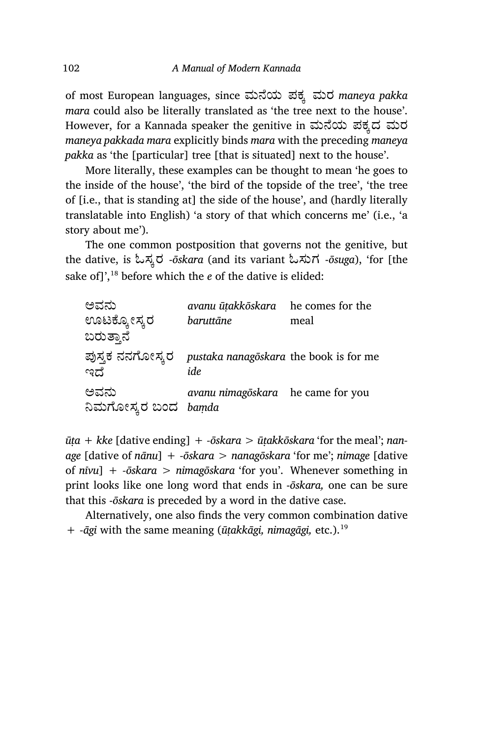of most European languages, since ಮನೆಯ ಪಕ್ಕ ಮರ *maneya pakka mara* could also be literally translated as 'the tree next to the house'. However, for a Kannada speaker the genitive in ಮನೆಯ ಪಕ್ಕದ ಮರ *maneya pakkada mara* explicitly binds *mara* with the preceding *maneya pakka* as 'the [particular] tree [that is situated] next to the house'.

More literally, these examples can be thought to mean 'he goes to the inside of the house', 'the bird of the topside of the tree', 'the tree of [i.e., that is standing at] the side of the house', and (hardly literally translatable into English) 'a story of that which concerns me' (i.e., 'a story about me').

The one common postposition that governs not the genitive, but the dative, is ಓಸ್ಕರ *-ōskara* (and its variant ಓಸುಗ *-ōsuga*), 'for [the sake of]',[18] before which the *e* of the dative is elided:

| | | |
|---|---|---|
| ಅವನು ಊಟಕ್ಕೋಸ್ಕರ ಬರುತ್ತಾನೆ | *avanu ūṭakkōskara baruttāne* | he comes for the meal |
| ಪುಸ್ತಕ ನನಗೋಸ್ಕರ ಇದೆ | *pustaka nanagōskara ide* | the book is for me |
| ಅವನು ನಿಮಗೋಸ್ಕರ ಬಂದ | *avanu nimagōskara baṃda* | he came for you |

*ūṭa* + *kke* [dative ending] + *-ōskara* > *ūṭakkōskara* 'for the meal'; *nanage* [dative of *nānu*] + *-ōskara* > *nanagōskara* 'for me'; *nimage* [dative of *nīvu*] + *-ōskara* > *nimagōskara* 'for you'. Whenever something in print looks like one long word that ends in *-ōskara,* one can be sure that this *-ōskara* is preceded by a word in the dative case.

Alternatively, one also finds the very common combination dative + *-āgi* with the same meaning (*ūṭakkāgi, nimagāgi,* etc.).[19]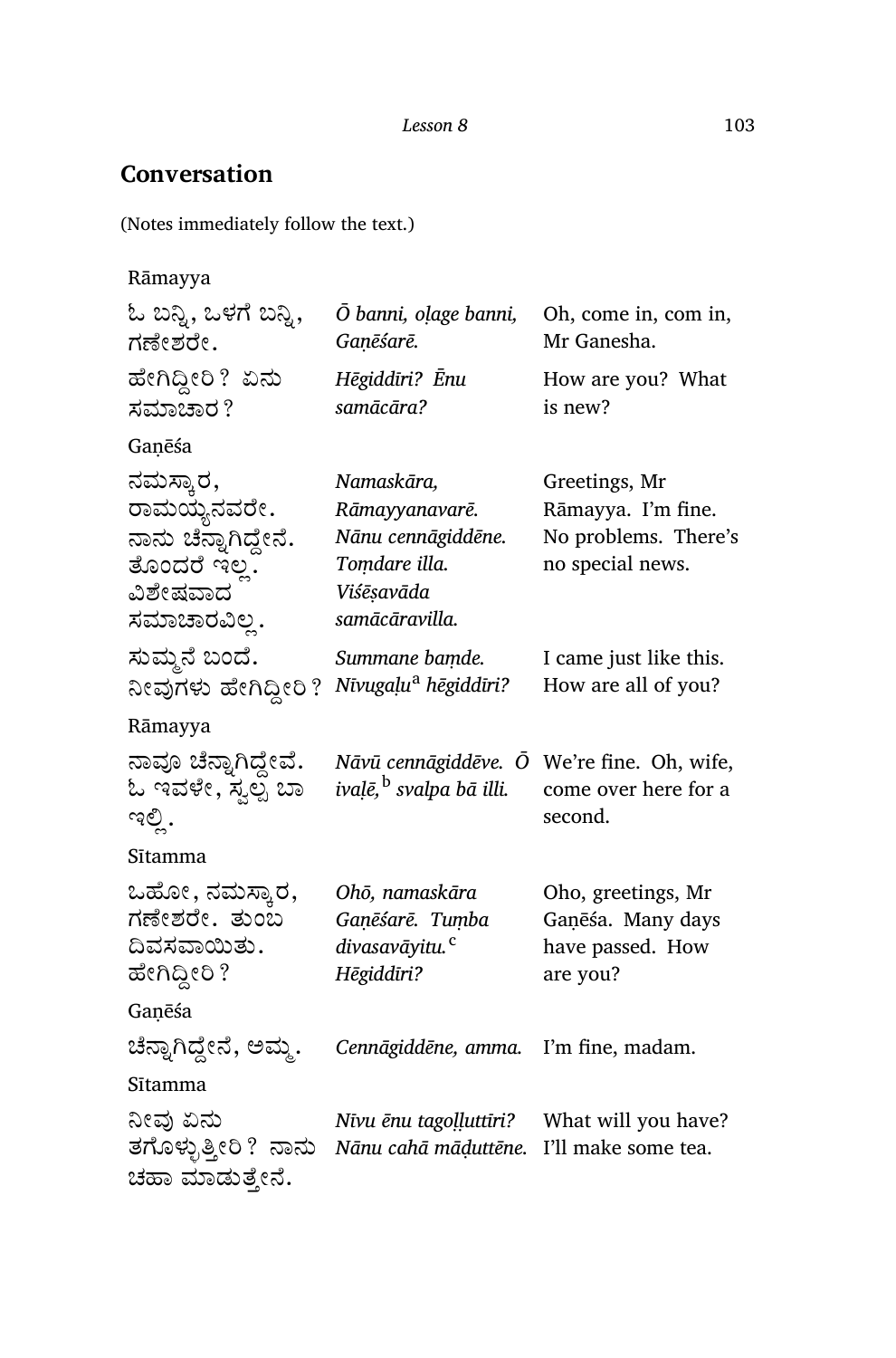## Conversation

(Notes immediately follow the text.)

Rāmayya

| | | |
|---|---|---|
| ಓ ಬನ್ನಿ, ಒಳಗೆ ಬನ್ನಿ, ಗಣೇಶರೇ. | *Ō banni, oḷage banni, Gaṇēśarē.* | Oh, come in, com in, Mr Ganesha. |
| ಹೇಗಿದ್ದೀರಿ? ಏನು ಸಮಾಚಾರ? | *Hēgiddīri? Ēnu samācāra?* | How are you? What is new? |

Gaṇēśa

| | | |
|---|---|---|
| ನಮಸ್ಕಾರ, ರಾಮಯ್ಯನವರೇ. ನಾನು ಚೆನ್ನಾಗಿದ್ದೇನೆ. ತೊಂದರೆ ಇಲ್ಲ. ವಿಶೇಷವಾದ ಸಮಾಚಾರವಿಲ್ಲ. | *Namaskāra, Rāmayyanavarē. Nānu cennāgiddēne. Toṃdare illa. Viśēṣavāda samācāravilla.* | Greetings, Mr Rāmayya. I'm fine. No problems. There's no special news. |
| ಸುಮ್ಮನೆ ಬಂದೆ. ನೀವುಗಳು ಹೇಗಿದ್ದೀರಿ? | *Summane baṃde. Nīvugaḷu*[a] *hēgiddīri?* | I came just like this. How are all of you? |

Rāmayya

| | | |
|---|---|---|
| ನಾವೂ ಚೆನ್ನಾಗಿದ್ದೇವೆ. ಓ ಇವಳೇ, ಸ್ವಲ್ಪ ಬಾ ಇಲ್ಲಿ. | *Nāvū cennāgiddēve. Ō ivaḷē,*[b] *svalpa bā illi.* | We're fine. Oh, wife, come over here for a second. |

Sītamma

| | | |
|---|---|---|
| ಒಹೋ, ನಮಸ್ಕಾರ, ಗಣೇಶರೇ. ತುಂಬ ದಿವಸವಾಯಿತು. ಹೇಗಿದ್ದೀರಿ? | *Ohō, namaskāra Gaṇēśarē. Tuṃba divasavāyitu.*[c] *Hēgiddīri?* | Oho, greetings, Mr Gaṇēśa. Many days have passed. How are you? |

Gaṇēśa

| | | |
|---|---|---|
| ಚೆನ್ನಾಗಿದ್ದೇನೆ, ಅಮ್ಮ. | *Cennāgiddēne, amma.* | I'm fine, madam. |

Sītamma

| | | |
|---|---|---|
| ನೀವು ಏನು ತಗೊಳ್ಳುತ್ತೀರಿ? ನಾನು ಚಹಾ ಮಾಡುತ್ತೇನೆ. | *Nīvu ēnu tagoḷḷuttīri? Nānu cahā māḍuttēne.* | What will you have? I'll make some tea. |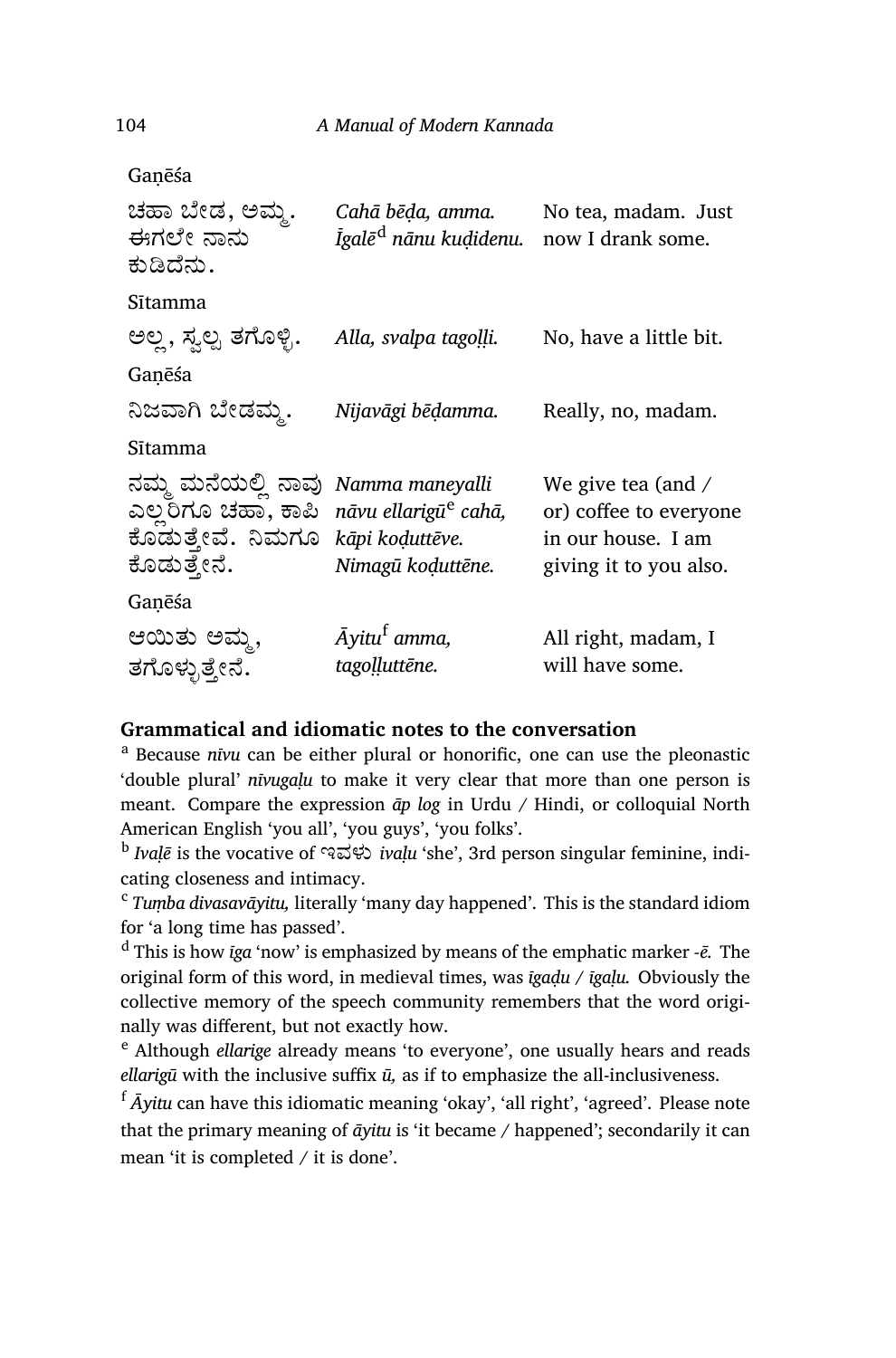Gaṇēśa

| | | |
|---|---|---|
| ಚಹಾ ಬೇಡ, ಅಮ್ಮ. ಈಗಲೇ ನಾನು ಕುಡಿದೆನು. | *Cahā bēḍa, amma. Īgalē*[d] *nānu kuḍidenu.* | No tea, madam. Just now I drank some. |

Sītamma

| | | |
|---|---|---|
| ಅಲ್ಲ, ಸ್ವಲ್ಪ ತಗೊಳ್ಳಿ. | *Alla, svalpa tagoḷḷi.* | No, have a little bit. |

Gaṇēśa

| | | |
|---|---|---|
| ನಿಜವಾಗಿ ಬೇಡಮ್ಮ. | *Nijavāgi bēḍamma.* | Really, no, madam. |

Sītamma

| | | |
|---|---|---|
| ನಮ್ಮ ಮನೆಯಲ್ಲಿ ನಾವು ಎಲ್ಲರಿಗೂ ಚಹಾ, ಕಾಪಿ ಕೊಡುತ್ತೇವೆ. ನಿಮಗೂ ಕೊಡುತ್ತೇನೆ. | *Namma maneyalli nāvu ellarigū*[e] *cahā, kāpi koḍuttēve. Nimagū koḍuttēne.* | We give tea (and / or) coffee to everyone in our house. I am giving it to you also. |

Gaṇēśa

| | | |
|---|---|---|
| ಆಯಿತು ಅಮ್ಮ, ತಗೊಳ್ಳುತ್ತೇನೆ. | *Āyitu*[f] *amma, tagoḷḷuttēne.* | All right, madam, I will have some. |

### Grammatical and idiomatic notes to the conversation

[a] Because *nīvu* can be either plural or honorific, one can use the pleonastic 'double plural' *nīvugaḷu* to make it very clear that more than one person is meant. Compare the expression *āp log* in Urdu / Hindi, or colloquial North American English 'you all', 'you guys', 'you folks'.

[b] *Ivaḷē* is the vocative of ಇವಳು *ivaḷu* 'she', 3rd person singular feminine, indicating closeness and intimacy.

[c] *Tumba divasavāyitu,* literally 'many day happened'. This is the standard idiom for 'a long time has passed'.

[d] This is how *īga* 'now' is emphasized by means of the emphatic marker *-ē.* The original form of this word, in medieval times, was *īgaḍu / īgaḷu.* Obviously the collective memory of the speech community remembers that the word originally was different, but not exactly how.

[e] Although *ellarige* already means 'to everyone', one usually hears and reads *ellarigū* with the inclusive suffix *ū,* as if to emphasize the all-inclusiveness.

[f] *Āyitu* can have this idiomatic meaning 'okay', 'all right', 'agreed'. Please note that the primary meaning of *āyitu* is 'it became / happened'; secondarily it can mean 'it is completed / it is done'.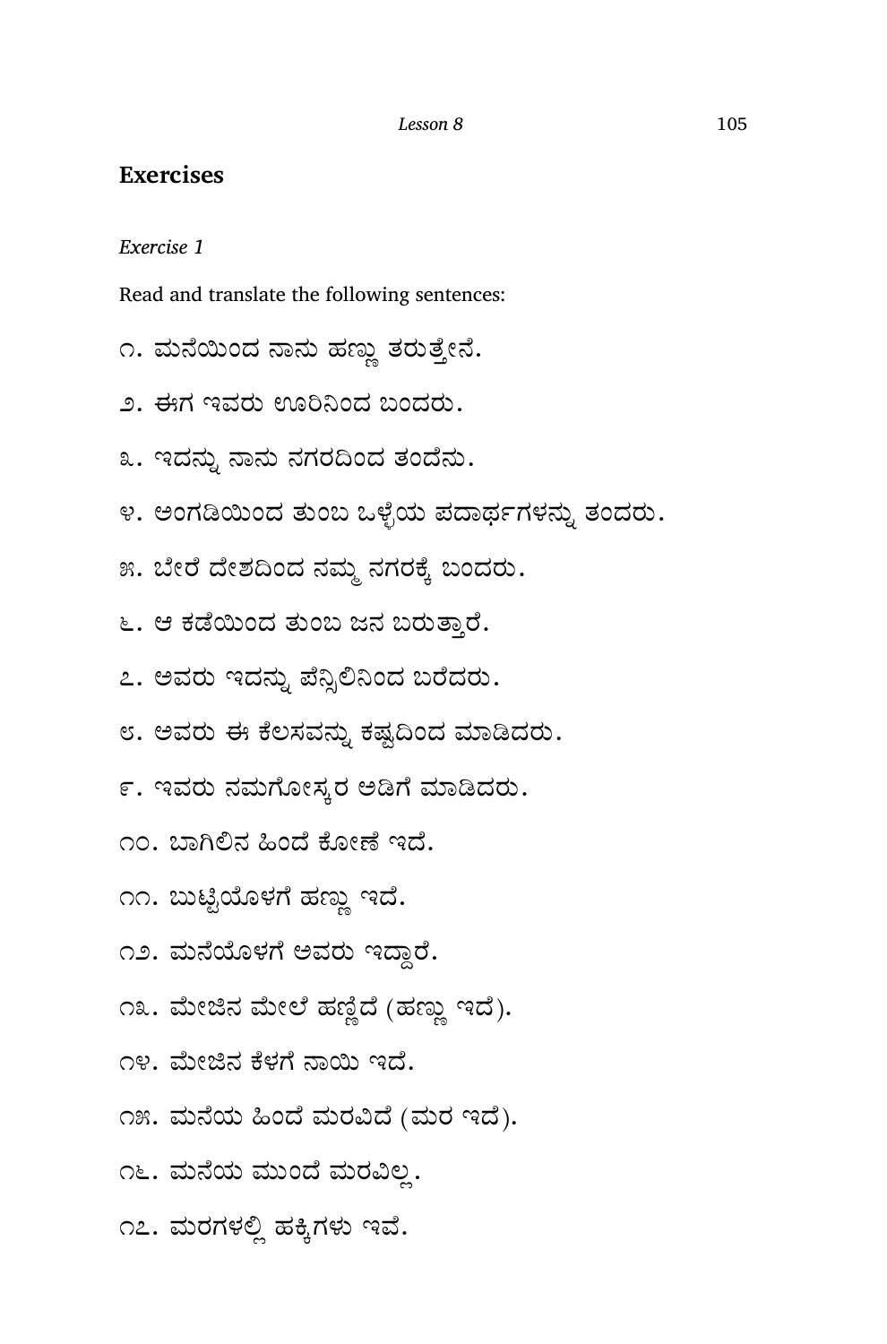## Exercises

*Exercise 1*

Read and translate the following sentences:

೧. ಮನೆಯಿಂದ ನಾನು ಹಣ್ಣು ತರುತ್ತೇನೆ.

೨. ಈಗ ಇವರು ಊರಿನಿಂದ ಬಂದರು.

೩. ಇದನ್ನು ನಾನು ನಗರದಿಂದ ತಂದೆನು.

೪. ಅಂಗಡಿಯಿಂದ ತುಂಬ ಒಳ್ಳೆಯ ಪದಾರ್ಥಗಳನ್ನು ತಂದರು.

೫. ಬೇರೆ ದೇಶದಿಂದ ನಮ್ಮ ನಗರಕ್ಕೆ ಬಂದರು.

೬. ಆ ಕಡೆಯಿಂದ ತುಂಬ ಜನ ಬರುತ್ತಾರೆ.

೭. ಅವರು ಇದನ್ನು ಪೆನ್ಸಿಲಿನಿಂದ ಬರೆದರು.

೮. ಅವರು ಈ ಕೆಲಸವನ್ನು ಕಷ್ಟದಿಂದ ಮಾಡಿದರು.

೯. ಇವರು ನಮಗೋಸ್ಕರ ಅಡಿಗೆ ಮಾಡಿದರು.

೧೦. ಬಾಗಿಲಿನ ಹಿಂದೆ ಕೋಣೆ ಇದೆ.

೧೧. ಬುಟ್ಟಿಯೊಳಗೆ ಹಣ್ಣು ಇದೆ.

೧೨. ಮನೆಯೊಳಗೆ ಅವರು ಇದ್ದಾರೆ.

೧೩. ಮೇಜಿನ ಮೇಲೆ ಹಣ್ಣಿದೆ (ಹಣ್ಣು ಇದೆ).

೧೪. ಮೇಜಿನ ಕೆಳಗೆ ನಾಯಿ ಇದೆ.

೧೫. ಮನೆಯ ಹಿಂದೆ ಮರವಿದೆ (ಮರ ಇದೆ).

೧೬. ಮನೆಯ ಮುಂದೆ ಮರವಿಲ್ಲ.

೧೭. ಮರಗಳಲ್ಲಿ ಹಕ್ಕಿಗಳು ಇವೆ.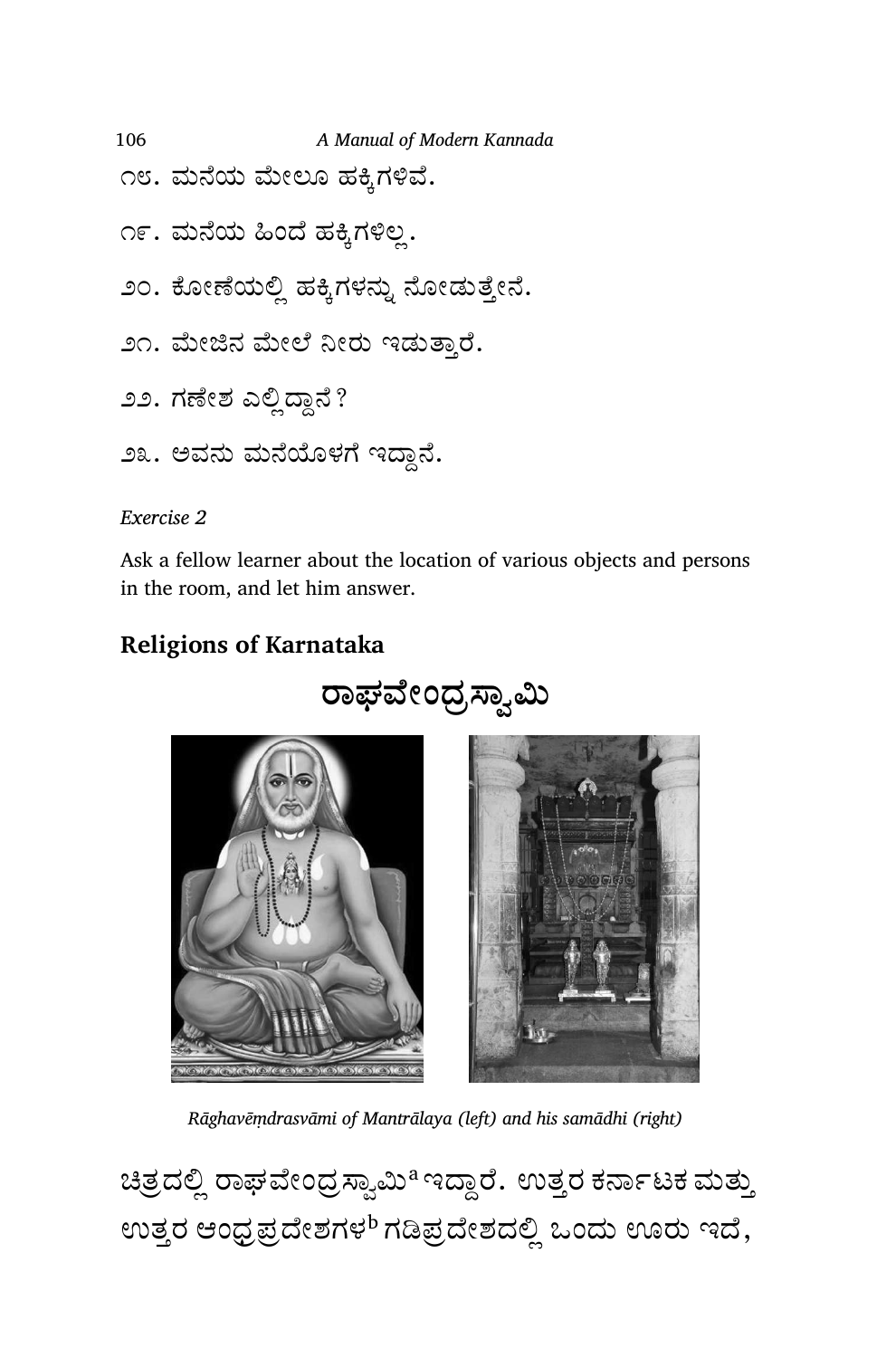೧೮. ಮನೆಯ ಮೇಲೂ ಹಕ್ಕಿಗಳಿವೆ.

೧೯. ಮನೆಯ ಹಿಂದೆ ಹಕ್ಕಿಗಳಿಲ್ಲ.

೨೦. ಕೋಣೆಯಲ್ಲಿ ಹಕ್ಕಿಗಳನ್ನು ನೋಡುತ್ತೇನೆ.

೨೧. ಮೇಜಿನ ಮೇಲೆ ನೀರು ಇಡುತ್ತಾರೆ.

೨೨. ಗಣೇಶ ಎಲ್ಲಿದ್ದಾನೆ?

೨೩. ಅವನು ಮನೆಯೊಳಗೆ ಇದ್ದಾನೆ.

*Exercise 2*

Ask a fellow learner about the location of various objects and persons in the room, and let him answer.

## Religions of Karnataka

### ರಾಘವೇಂದ್ರಸ್ವಾಮಿ

*Rāghavēṃdrasvāmi of Mantrālaya (left) and his samādhi (right)*

ಚಿತ್ರದಲ್ಲಿ ರಾಘವೇಂದ್ರಸ್ವಾಮಿ[a] ಇದ್ದಾರೆ. ಉತ್ತರ ಕರ್ನಾಟಕ ಮತ್ತು ಉತ್ತರ ಆಂಧ್ರಪ್ರದೇಶಗಳ[b] ಗಡಿಪ್ರದೇಶದಲ್ಲಿ ಒಂದು ಊರು ಇದೆ,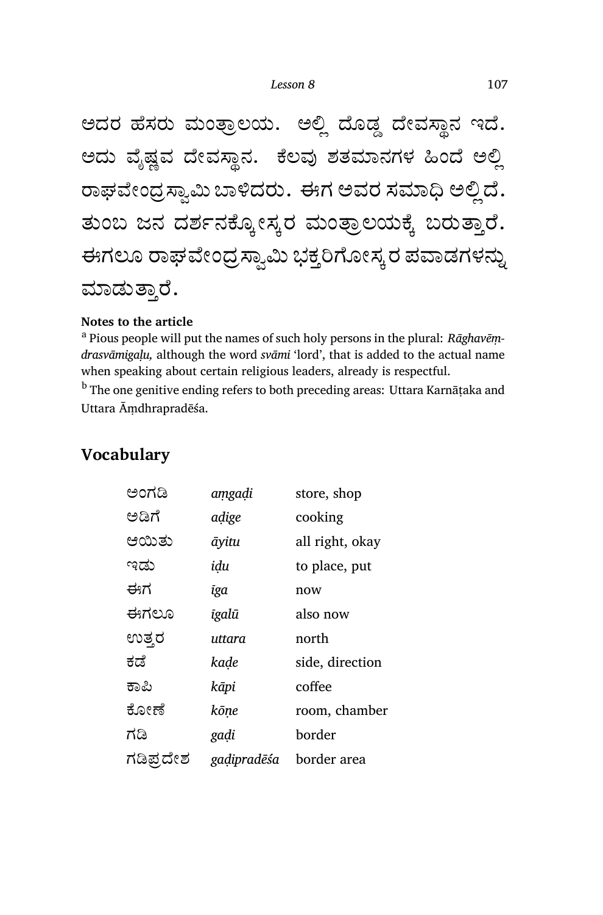ಅದರ ಹೆಸರು ಮಂತ್ರಾಲಯ. ಅಲ್ಲಿ ದೊಡ್ಡ ದೇವಸ್ಥಾನ ಇದೆ. ಅದು ವೈಷ್ಣವ ದೇವಸ್ಥಾನ. ಕೆಲವು ಶತಮಾನಗಳ ಹಿಂದೆ ಅಲ್ಲಿ ರಾಘವೇಂದ್ರಸ್ವಾಮಿ ಬಾಳಿದರು. ಈಗ ಅವರ ಸಮಾಧಿ ಅಲ್ಲಿದೆ. ತುಂಬ ಜನ ದರ್ಶನಕ್ಕೋಸ್ಕರ ಮಂತ್ರಾಲಯಕ್ಕೆ ಬರುತ್ತಾರೆ. ಈಗಲೂ ರಾಘವೇಂದ್ರಸ್ವಾಮಿ ಭಕ್ತರಿಗೋಸ್ಕರ ಪವಾಡಗಳನ್ನು ಮಾಡುತ್ತಾರೆ.

**Notes to the article**

[a] Pious people will put the names of such holy persons in the plural: *Rāghavēṃdrasvāmigaḷu,* although the word *svāmi* 'lord', that is added to the actual name when speaking about certain religious leaders, already is respectful.

[b] The one genitive ending refers to both preceding areas: Uttara Karnāṭaka and Uttara Āṃdhrapradēśa.

## Vocabulary

| | | |
|---|---|---|
| ಅಂಗಡಿ | *aṃgaḍi* | store, shop |
| ಅಡಿಗೆ | *aḍige* | cooking |
| ಆಯಿತು | *āyitu* | all right, okay |
| ಇಡು | *iḍu* | to place, put |
| ಈಗ | *īga* | now |
| ಈಗಲೂ | *īgalū* | also now |
| ಉತ್ತರ | *uttara* | north |
| ಕಡೆ | *kaḍe* | side, direction |
| ಕಾಪಿ | *kāpi* | coffee |
| ಕೋಣೆ | *kōṇe* | room, chamber |
| ಗಡಿ | *gaḍi* | border |
| ಗಡಿಪ್ರದೇಶ | *gaḍipradēśa* | border area |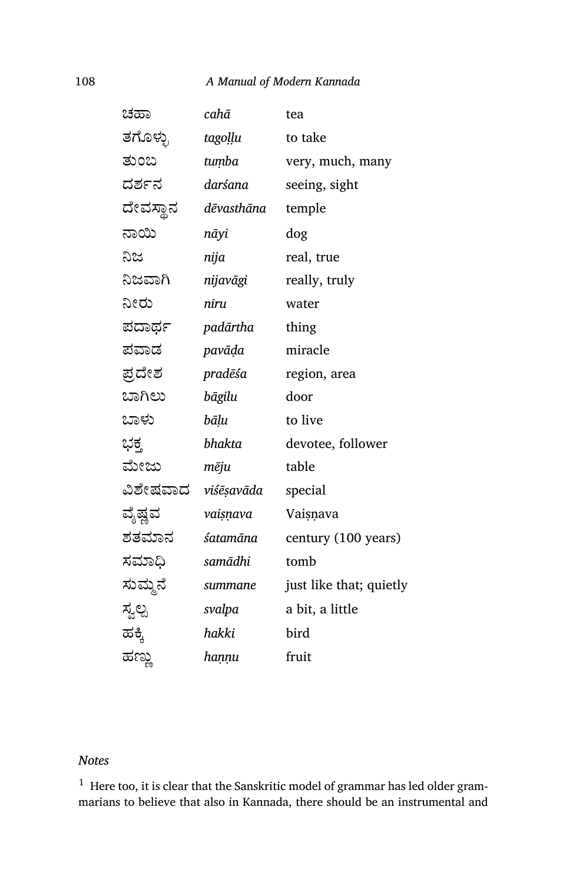| | | |
|---|---|---|
| ಚಹಾ | *cahā* | tea |
| ತಗೊಳ್ಳು | *tagoḷḷu* | to take |
| ತುಂಬ | *tuṃba* | very, much, many |
| ದರ್ಶನ | *darśana* | seeing, sight |
| ದೇವಸ್ಥಾನ | *dēvasthāna* | temple |
| ನಾಯಿ | *nāyi* | dog |
| ನಿಜ | *nija* | real, true |
| ನಿಜವಾಗಿ | *nijavāgi* | really, truly |
| ನೀರು | *nīru* | water |
| ಪದಾರ್ಥ | *padārtha* | thing |
| ಪವಾಡ | *pavāḍa* | miracle |
| ಪ್ರದೇಶ | *pradēśa* | region, area |
| ಬಾಗಿಲು | *bāgilu* | door |
| ಬಾಳು | *bāḷu* | to live |
| ಭಕ್ತ | *bhakta* | devotee, follower |
| ಮೇಜು | *mēju* | table |
| ವಿಶೇಷವಾದ | *viśēṣavāda* | special |
| ವೈಷ್ಣವ | *vaiṣṇava* | Vaiṣṇava |
| ಶತಮಾನ | *śatamāna* | century (100 years) |
| ಸಮಾಧಿ | *samādhi* | tomb |
| ಸುಮ್ಮನೆ | *summane* | just like that; quietly |
| ಸ್ವಲ್ಪ | *svalpa* | a bit, a little |
| ಹಕ್ಕಿ | *hakki* | bird |
| ಹಣ್ಣು | *haṇṇu* | fruit |

*Notes*

[1] Here too, it is clear that the Sanskritic model of grammar has led older grammarians to believe that also in Kannada, there should be an instrumental and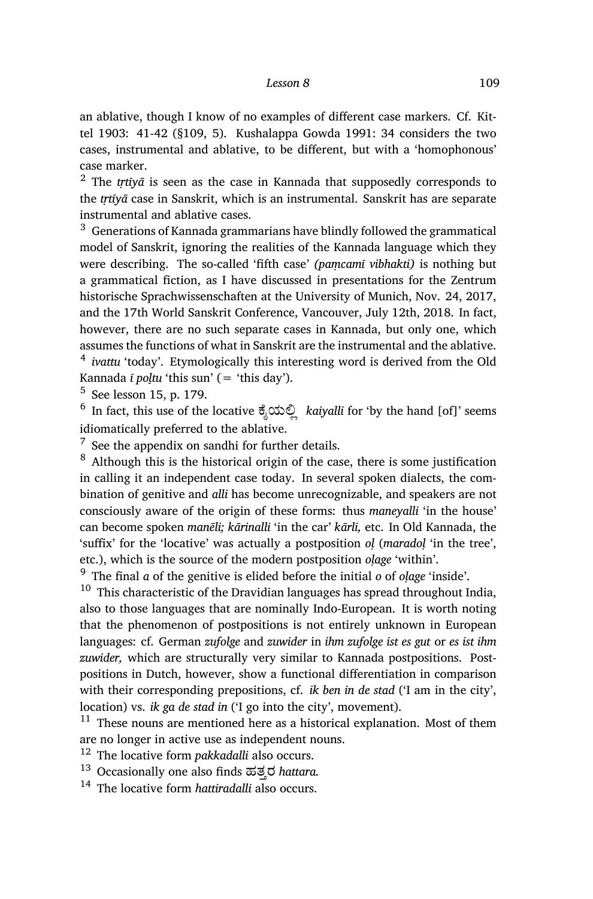an ablative, though I know of no examples of different case markers. Cf. Kittel 1903: 41-42 (§109, 5). Kushalappa Gowda 1991: 34 considers the two cases, instrumental and ablative, to be different, but with a 'homophonous' case marker.

[2] The *tṛtīyā* is seen as the case in Kannada that supposedly corresponds to the *tṛtīyā* case in Sanskrit, which is an instrumental. Sanskrit has are separate instrumental and ablative cases.

[3] Generations of Kannada grammarians have blindly followed the grammatical model of Sanskrit, ignoring the realities of the Kannada language which they were describing. The so-called 'fifth case' *(paṃcamī vibhakti)* is nothing but a grammatical fiction, as I have discussed in presentations for the Zentrum historische Sprachwissenschaften at the University of Munich, Nov. 24, 2017, and the 17th World Sanskrit Conference, Vancouver, July 12th, 2018. In fact, however, there are no such separate cases in Kannada, but only one, which assumes the functions of what in Sanskrit are the instrumental and the ablative.

[4] *ivattu* 'today'. Etymologically this interesting word is derived from the Old Kannada *ī poḻtu* 'this sun' (= 'this day').

[5] See lesson 15, p. 179.

[6] In fact, this use of the locative ಕೈಯಲ್ಲಿ *kaiyalli* for 'by the hand [of]' seems idiomatically preferred to the ablative.

[7] See the appendix on sandhi for further details.

[8] Although this is the historical origin of the case, there is some justification in calling it an independent case today. In several spoken dialects, the combination of genitive and *alli* has become unrecognizable, and speakers are not consciously aware of the origin of these forms: thus *maneyalli* 'in the house' can become spoken *manēli; kārinalli* 'in the car' *kārli,* etc. In Old Kannada, the 'suffix' for the 'locative' was actually a postposition *oḷ* (*maradoḷ* 'in the tree', etc.), which is the source of the modern postposition *oḷage* 'within'.

[9] The final *a* of the genitive is elided before the initial *o* of *oḷage* 'inside'.

[10] This characteristic of the Dravidian languages has spread throughout India, also to those languages that are nominally Indo-European. It is worth noting that the phenomenon of postpositions is not entirely unknown in European languages: cf. German *zufolge* and *zuwider* in *ihm zufolge ist es gut* or *es ist ihm zuwider,* which are structurally very similar to Kannada postpositions. Postpositions in Dutch, however, show a functional differentiation in comparison with their corresponding prepositions, cf. *ik ben in de stad* ('I am in the city', location) vs. *ik ga de stad in* ('I go into the city', movement).

[11] These nouns are mentioned here as a historical explanation. Most of them are no longer in active use as independent nouns.

[12] The locative form *pakkadalli* also occurs.

[13] Occasionally one also finds ಹತ್ತರ *hattara.*

[14] The locative form *hattiradalli* also occurs.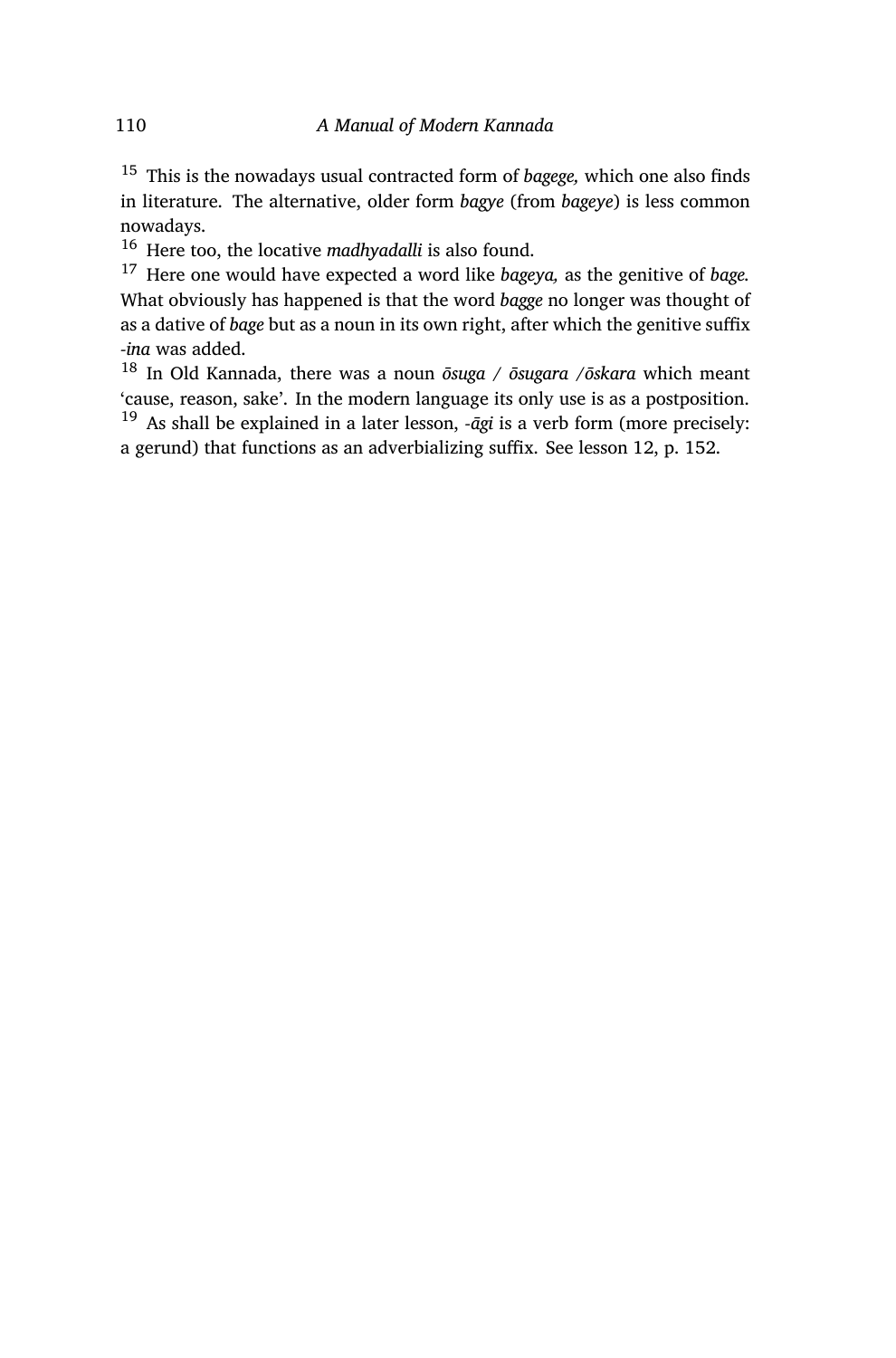[15] This is the nowadays usual contracted form of *bagege,* which one also finds in literature. The alternative, older form *bagye* (from *bageye*) is less common nowadays.

[16] Here too, the locative *madhyadalli* is also found.

[17] Here one would have expected a word like *bageya,* as the genitive of *bage.* What obviously has happened is that the word *bagge* no longer was thought of as a dative of *bage* but as a noun in its own right, after which the genitive suffix *-ina* was added.

[18] In Old Kannada, there was a noun *ōsuga / ōsugara /ōskara* which meant 'cause, reason, sake'. In the modern language its only use is as a postposition.

[19] As shall be explained in a later lesson, *-āgi* is a verb form (more precisely: a gerund) that functions as an adverbializing suffix. See lesson 12, p. 152.